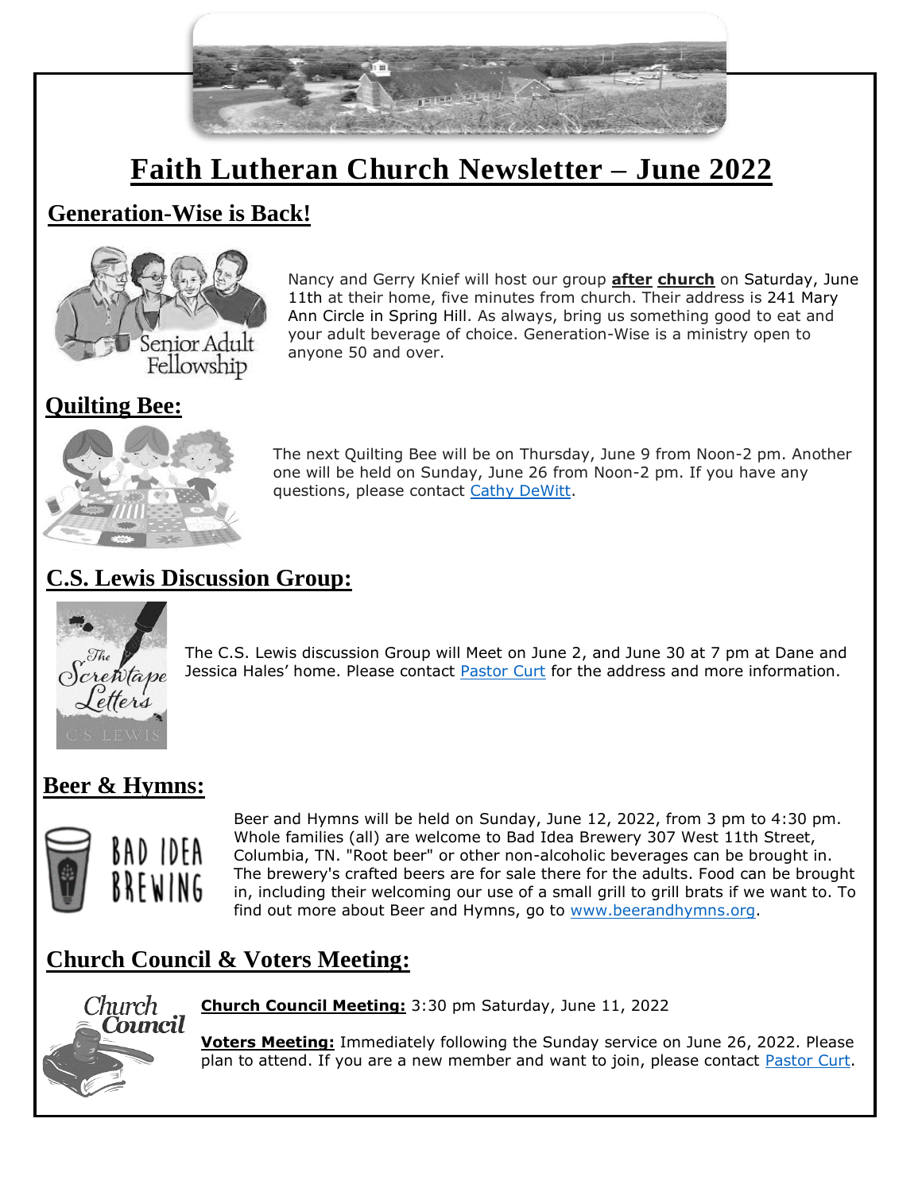# Faith Lutheran Church Newsletter – June 2022

## Generation-Wise is Back!

Nancy and Gerry Knief will host our group **after church** on Saturday, June 11th at their home, five minutes from church. Their address is 241 Mary Ann Circle in Spring Hill. As always, bring us something good to eat and your adult beverage of choice. Generation-Wise is a ministry open to anyone 50 and over.

## Quilting Bee:

The next Quilting Bee will be on Thursday, June 9 from Noon-2 pm. Another one will be held on Sunday, June 26 from Noon-2 pm. If you have any questions, please contact Cathy DeWitt.

## C.S. Lewis Discussion Group:

The C.S. Lewis discussion Group will Meet on June 2, and June 30 at 7 pm at Dane and Jessica Hales' home. Please contact Pastor Curt for the address and more information.

## Beer & Hymns:

Beer and Hymns will be held on Sunday, June 12, 2022, from 3 pm to 4:30 pm. Whole families (all) are welcome to Bad Idea Brewery 307 West 11th Street, Columbia, TN. "Root beer" or other non-alcoholic beverages can be brought in. The brewery's crafted beers are for sale there for the adults. Food can be brought in, including their welcoming our use of a small grill to grill brats if we want to. To find out more about Beer and Hymns, go to www.beerandhymns.org.

## Church Council & Voters Meeting:

**Church Council Meeting:** 3:30 pm Saturday, June 11, 2022

**Voters Meeting:** Immediately following the Sunday service on June 26, 2022. Please plan to attend. If you are a new member and want to join, please contact Pastor Curt.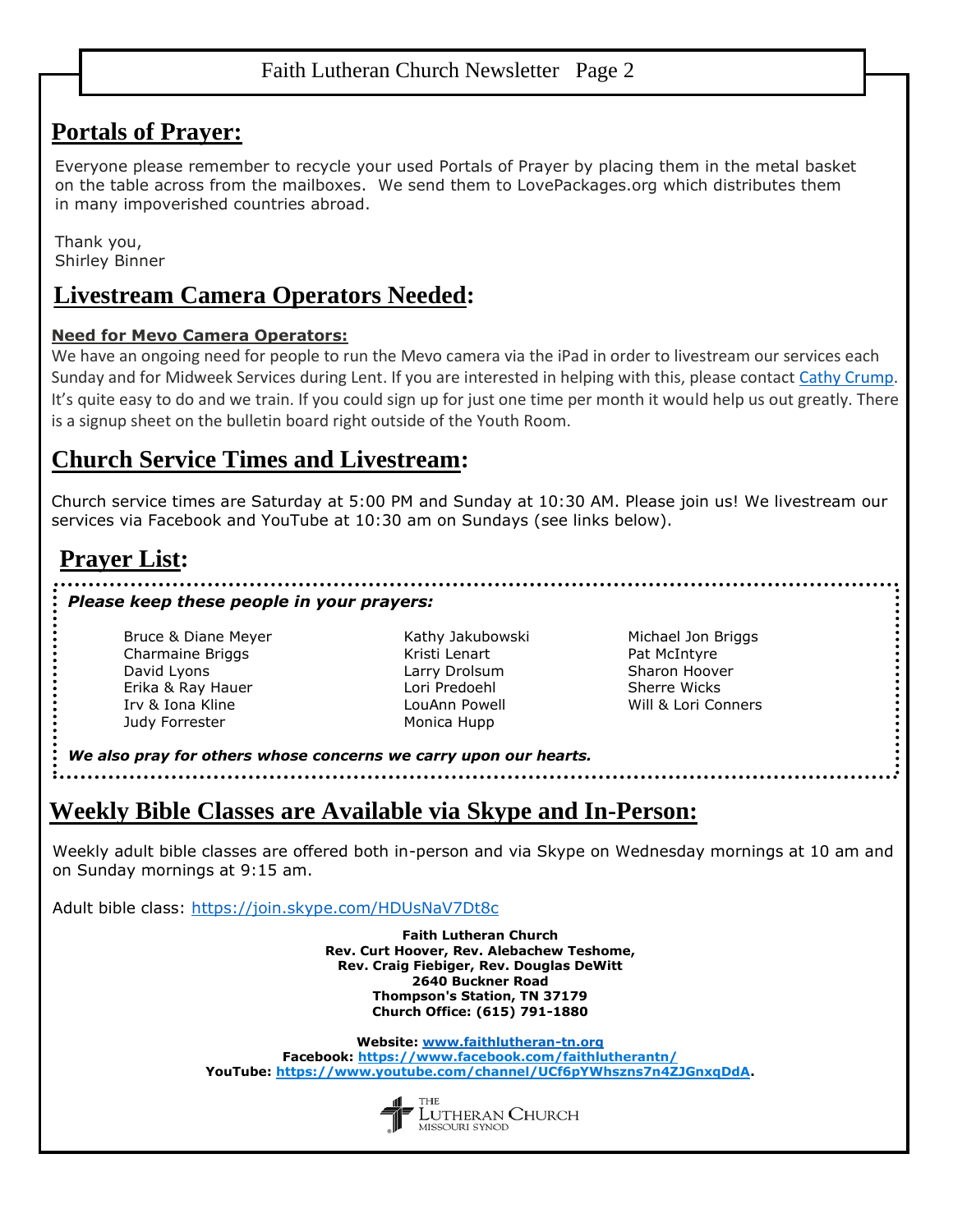## Portals of Prayer:

Everyone please remember to recycle your used Portals of Prayer by placing them in the metal basket on the table across from the mailboxes. We send them to LovePackages.org which distributes them in many impoverished countries abroad.

Thank you,
Shirley Binner

## Livestream Camera Operators Needed:

**Need for Mevo Camera Operators:**

We have an ongoing need for people to run the Mevo camera via the iPad in order to livestream our services each Sunday and for Midweek Services during Lent. If you are interested in helping with this, please contact Cathy Crump. It's quite easy to do and we train. If you could sign up for just one time per month it would help us out greatly. There is a signup sheet on the bulletin board right outside of the Youth Room.

## Church Service Times and Livestream:

Church service times are Saturday at 5:00 PM and Sunday at 10:30 AM. Please join us! We livestream our services via Facebook and YouTube at 10:30 am on Sundays (see links below).

## Prayer List:

***Please keep these people in your prayers:***

- Bruce & Diane Meyer
- Charmaine Briggs
- David Lyons
- Erika & Ray Hauer
- Irv & Iona Kline
- Judy Forrester
- Kathy Jakubowski
- Kristi Lenart
- Larry Drolsum
- Lori Predoehl
- LouAnn Powell
- Monica Hupp
- Michael Jon Briggs
- Pat McIntyre
- Sharon Hoover
- Sherre Wicks
- Will & Lori Conners

***We also pray for others whose concerns we carry upon our hearts.***

## Weekly Bible Classes are Available via Skype and In-Person:

Weekly adult bible classes are offered both in-person and via Skype on Wednesday mornings at 10 am and on Sunday mornings at 9:15 am.

Adult bible class: https://join.skype.com/HDUsNaV7Dt8c

**Faith Lutheran Church**
**Rev. Curt Hoover, Rev. Alebachew Teshome,**
**Rev. Craig Fiebiger, Rev. Douglas DeWitt**
**2640 Buckner Road**
**Thompson's Station, TN 37179**
**Church Office: (615) 791-1880**

**Website: www.faithlutheran-tn.org**
**Facebook: https://www.facebook.com/faithlutherantn/**
**YouTube: https://www.youtube.com/channel/UCf6pYWhszns7n4ZJGnxqDdA.**

THE LUTHERAN CHURCH MISSOURI SYNOD